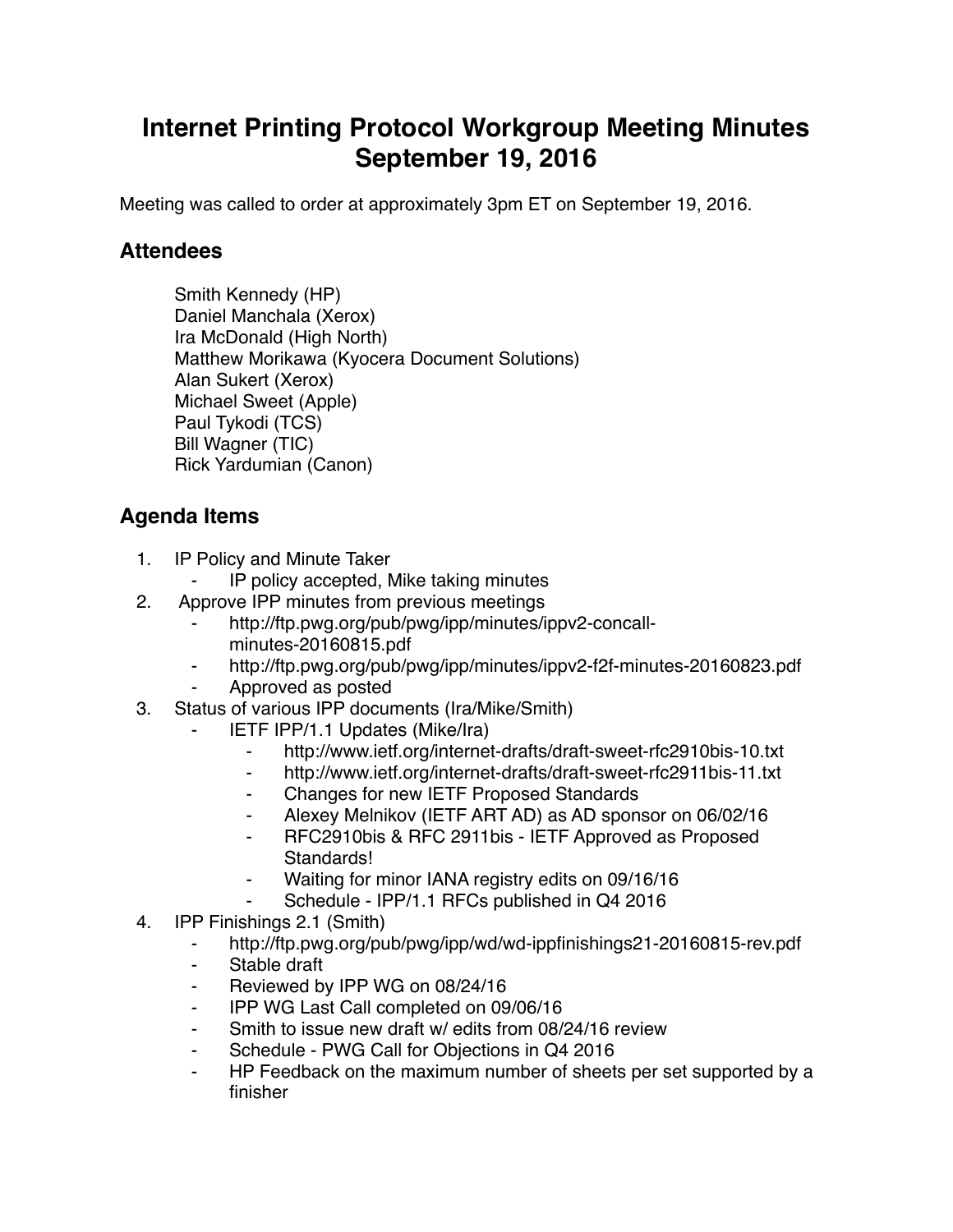# Internet Printing Protocol Workgroup Meeting Minutes September 19, 2016

Meeting was called to order at approximately 3pm ET on September 19, 2016.

## Attendees

Smith Kennedy (HP)
Daniel Manchala (Xerox)
Ira McDonald (High North)
Matthew Morikawa (Kyocera Document Solutions)
Alan Sukert (Xerox)
Michael Sweet (Apple)
Paul Tykodi (TCS)
Bill Wagner (TIC)
Rick Yardumian (Canon)

## Agenda Items

1. IP Policy and Minute Taker
    - IP policy accepted, Mike taking minutes
2. Approve IPP minutes from previous meetings
    - http://ftp.pwg.org/pub/pwg/ipp/minutes/ippv2-concall-minutes-20160815.pdf
    - http://ftp.pwg.org/pub/pwg/ipp/minutes/ippv2-f2f-minutes-20160823.pdf
    - Approved as posted
3. Status of various IPP documents (Ira/Mike/Smith)
    - IETF IPP/1.1 Updates (Mike/Ira)
        - http://www.ietf.org/internet-drafts/draft-sweet-rfc2910bis-10.txt
        - http://www.ietf.org/internet-drafts/draft-sweet-rfc2911bis-11.txt
        - Changes for new IETF Proposed Standards
        - Alexey Melnikov (IETF ART AD) as AD sponsor on 06/02/16
        - RFC2910bis & RFC 2911bis - IETF Approved as Proposed Standards!
        - Waiting for minor IANA registry edits on 09/16/16
        - Schedule - IPP/1.1 RFCs published in Q4 2016
4. IPP Finishings 2.1 (Smith)
    - http://ftp.pwg.org/pub/pwg/ipp/wd/wd-ippfinishings21-20160815-rev.pdf
    - Stable draft
    - Reviewed by IPP WG on 08/24/16
    - IPP WG Last Call completed on 09/06/16
    - Smith to issue new draft w/ edits from 08/24/16 review
    - Schedule - PWG Call for Objections in Q4 2016
    - HP Feedback on the maximum number of sheets per set supported by a finisher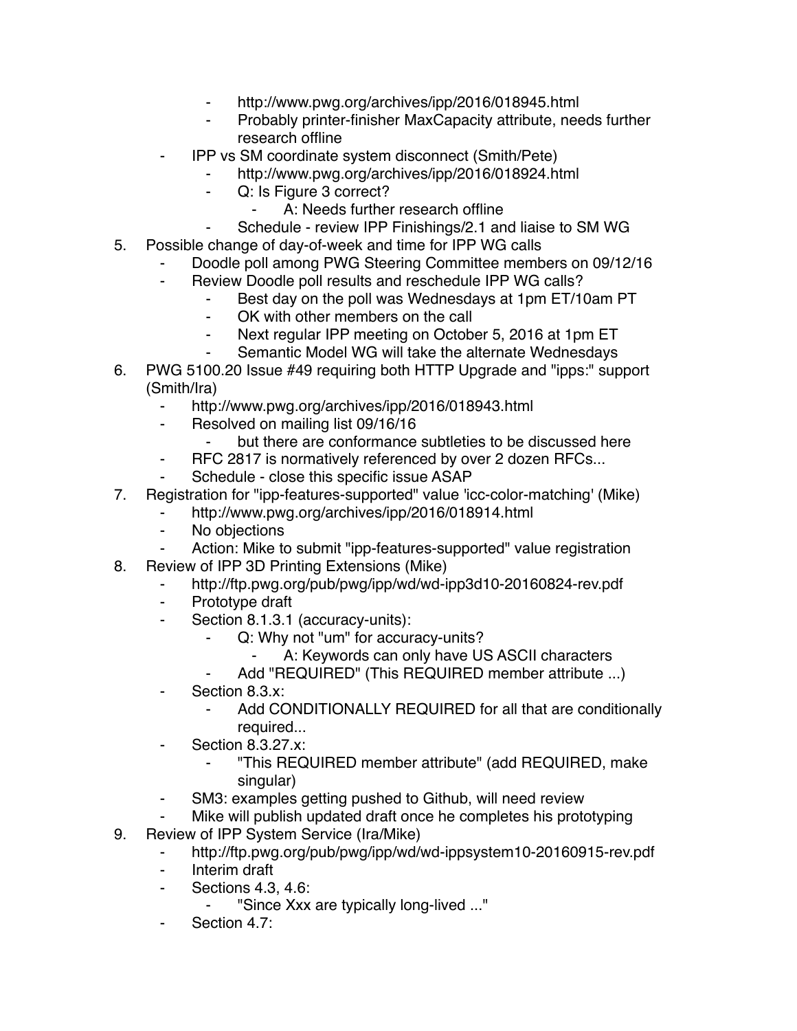- http://www.pwg.org/archives/ipp/2016/018945.html
        - Probably printer-finisher MaxCapacity attribute, needs further research offline
    - IPP vs SM coordinate system disconnect (Smith/Pete)
        - http://www.pwg.org/archives/ipp/2016/018924.html
        - Q: Is Figure 3 correct?
            - A: Needs further research offline
        - Schedule - review IPP Finishings/2.1 and liaise to SM WG

5. Possible change of day-of-week and time for IPP WG calls
    - Doodle poll among PWG Steering Committee members on 09/12/16
    - Review Doodle poll results and reschedule IPP WG calls?
        - Best day on the poll was Wednesdays at 1pm ET/10am PT
        - OK with other members on the call
        - Next regular IPP meeting on October 5, 2016 at 1pm ET
        - Semantic Model WG will take the alternate Wednesdays
6. PWG 5100.20 Issue #49 requiring both HTTP Upgrade and "ipps:" support (Smith/Ira)
    - http://www.pwg.org/archives/ipp/2016/018943.html
    - Resolved on mailing list 09/16/16
        - but there are conformance subtleties to be discussed here
    - RFC 2817 is normatively referenced by over 2 dozen RFCs...
    - Schedule - close this specific issue ASAP
7. Registration for "ipp-features-supported" value 'icc-color-matching' (Mike)
    - http://www.pwg.org/archives/ipp/2016/018914.html
    - No objections
    - Action: Mike to submit "ipp-features-supported" value registration
8. Review of IPP 3D Printing Extensions (Mike)
    - http://ftp.pwg.org/pub/pwg/ipp/wd/wd-ipp3d10-20160824-rev.pdf
    - Prototype draft
    - Section 8.1.3.1 (accuracy-units):
        - Q: Why not "um" for accuracy-units?
            - A: Keywords can only have US ASCII characters
        - Add "REQUIRED" (This REQUIRED member attribute ...)
    - Section 8.3.x:
        - Add CONDITIONALLY REQUIRED for all that are conditionally required...
    - Section 8.3.27.x:
        - "This REQUIRED member attribute" (add REQUIRED, make singular)
    - SM3: examples getting pushed to Github, will need review
    - Mike will publish updated draft once he completes his prototyping
9. Review of IPP System Service (Ira/Mike)
    - http://ftp.pwg.org/pub/pwg/ipp/wd/wd-ippsystem10-20160915-rev.pdf
    - Interim draft
    - Sections 4.3, 4.6:
        - "Since Xxx are typically long-lived ..."
    - Section 4.7: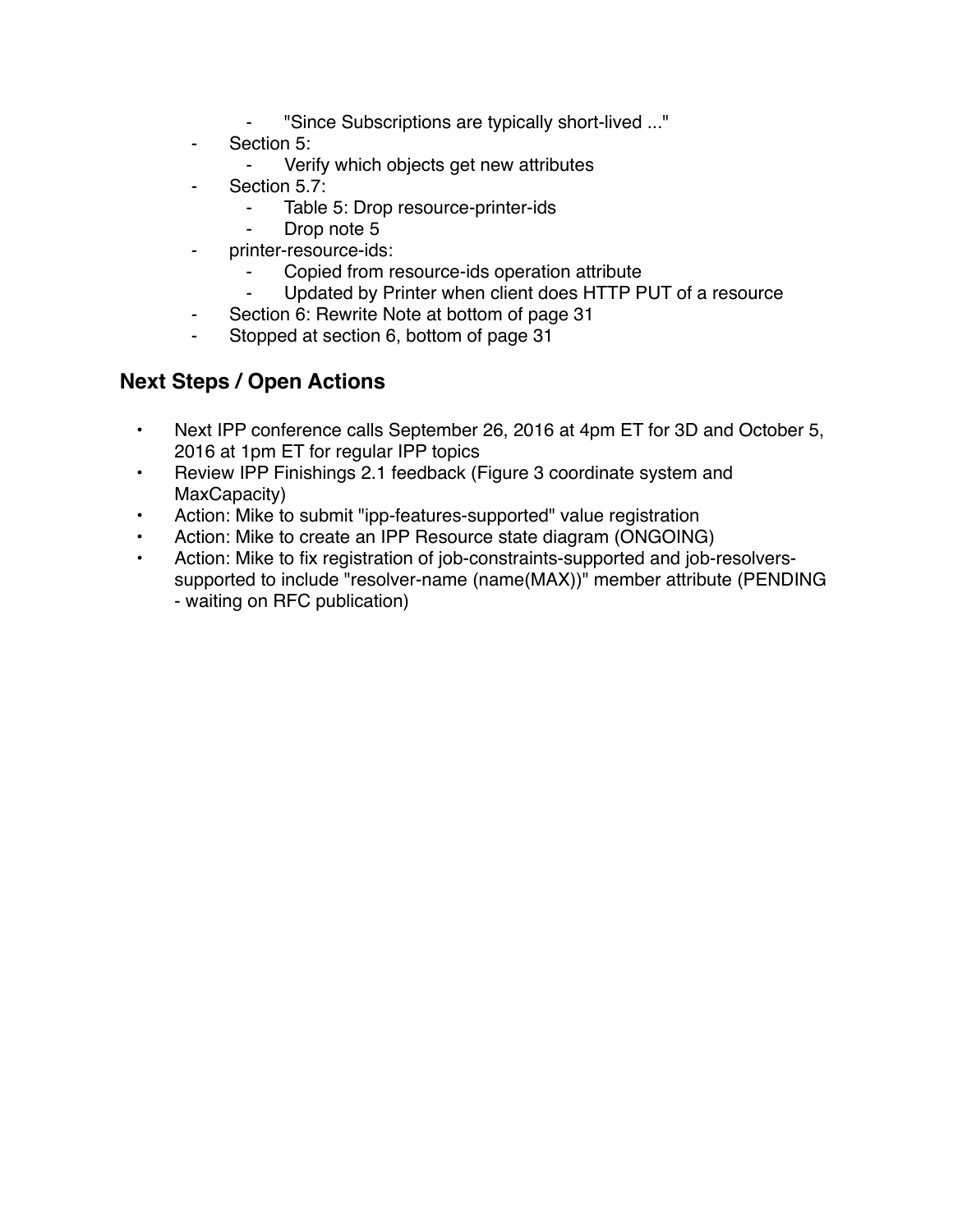- "Since Subscriptions are typically short-lived ..."
    - Section 5:
        - Verify which objects get new attributes
    - Section 5.7:
        - Table 5: Drop resource-printer-ids
        - Drop note 5
    - printer-resource-ids:
        - Copied from resource-ids operation attribute
        - Updated by Printer when client does HTTP PUT of a resource
    - Section 6: Rewrite Note at bottom of page 31
    - Stopped at section 6, bottom of page 31

## Next Steps / Open Actions

- Next IPP conference calls September 26, 2016 at 4pm ET for 3D and October 5, 2016 at 1pm ET for regular IPP topics
- Review IPP Finishings 2.1 feedback (Figure 3 coordinate system and MaxCapacity)
- Action: Mike to submit "ipp-features-supported" value registration
- Action: Mike to create an IPP Resource state diagram (ONGOING)
- Action: Mike to fix registration of job-constraints-supported and job-resolvers-supported to include "resolver-name (name(MAX))" member attribute (PENDING - waiting on RFC publication)